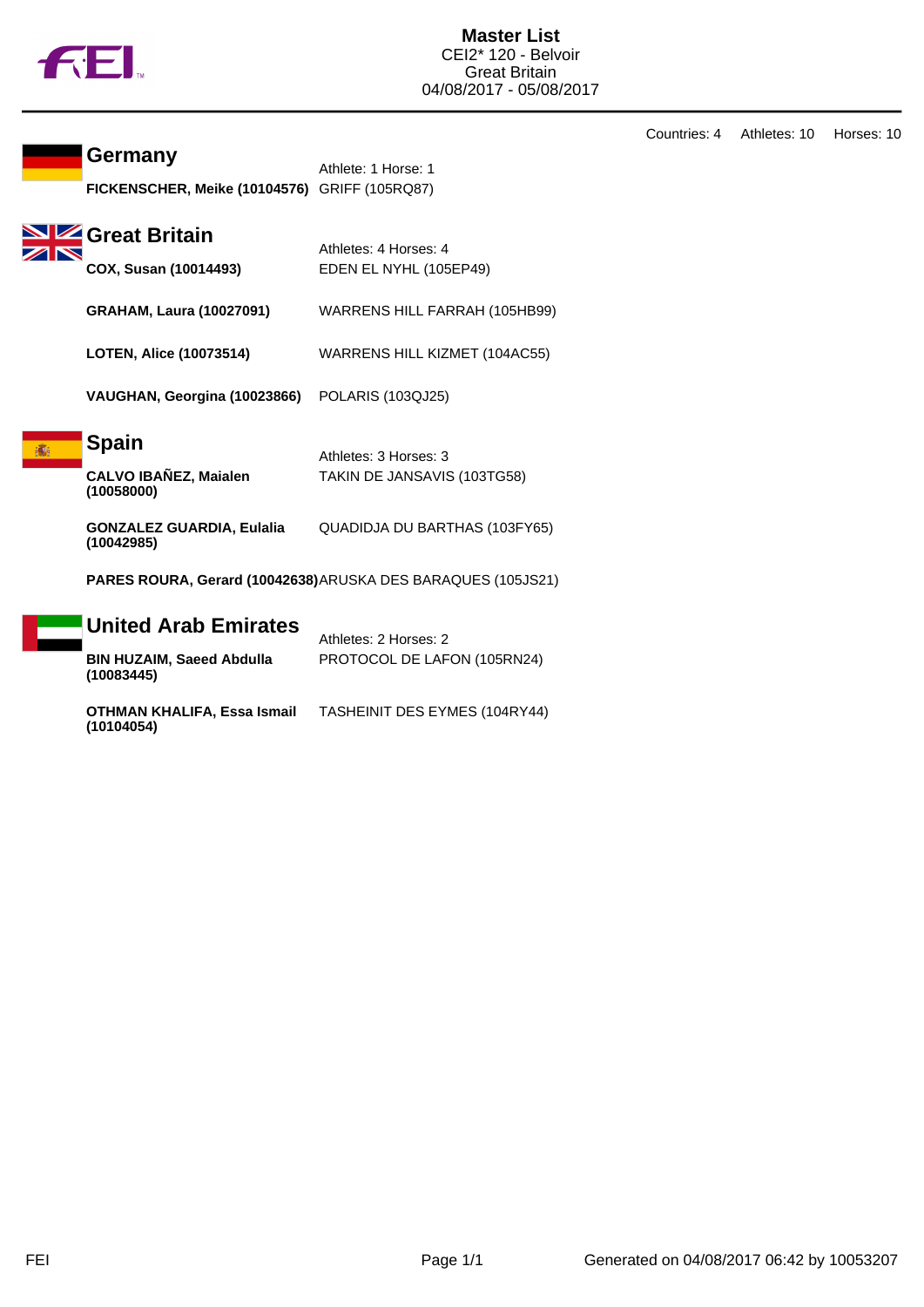# Master List

CEI2* 120 - Belvoir
Great Britain
04/08/2017 - 05/08/2017

Countries: 4 Athletes: 10 Horses: 10

## Germany

Athlete: 1 Horse: 1

| Athlete | Horse |
|---|---|
| **FICKENSCHER, Meike (10104576)** | GRIFF (105RQ87) |

## Great Britain

Athletes: 4 Horses: 4

| Athlete | Horse |
|---|---|
| **COX, Susan (10014493)** | EDEN EL NYHL (105EP49) |
| **GRAHAM, Laura (10027091)** | WARRENS HILL FARRAH (105HB99) |
| **LOTEN, Alice (10073514)** | WARRENS HILL KIZMET (104AC55) |
| **VAUGHAN, Georgina (10023866)** | POLARIS (103QJ25) |

## Spain

Athletes: 3 Horses: 3

| Athlete | Horse |
|---|---|
| **CALVO IBAÑEZ, Maialen (10058000)** | TAKIN DE JANSAVIS (103TG58) |
| **GONZALEZ GUARDIA, Eulalia (10042985)** | QUADIDJA DU BARTHAS (103FY65) |
| **PARES ROURA, Gerard (10042638)** | ARUSKA DES BARAQUES (105JS21) |

## United Arab Emirates

Athletes: 2 Horses: 2

| Athlete | Horse |
|---|---|
| **BIN HUZAIM, Saeed Abdulla (10083445)** | PROTOCOL DE LAFON (105RN24) |
| **OTHMAN KHALIFA, Essa Ismail (10104054)** | TASHEINIT DES EYMES (104RY44) |

Generated on 04/08/2017 06:42 by 10053207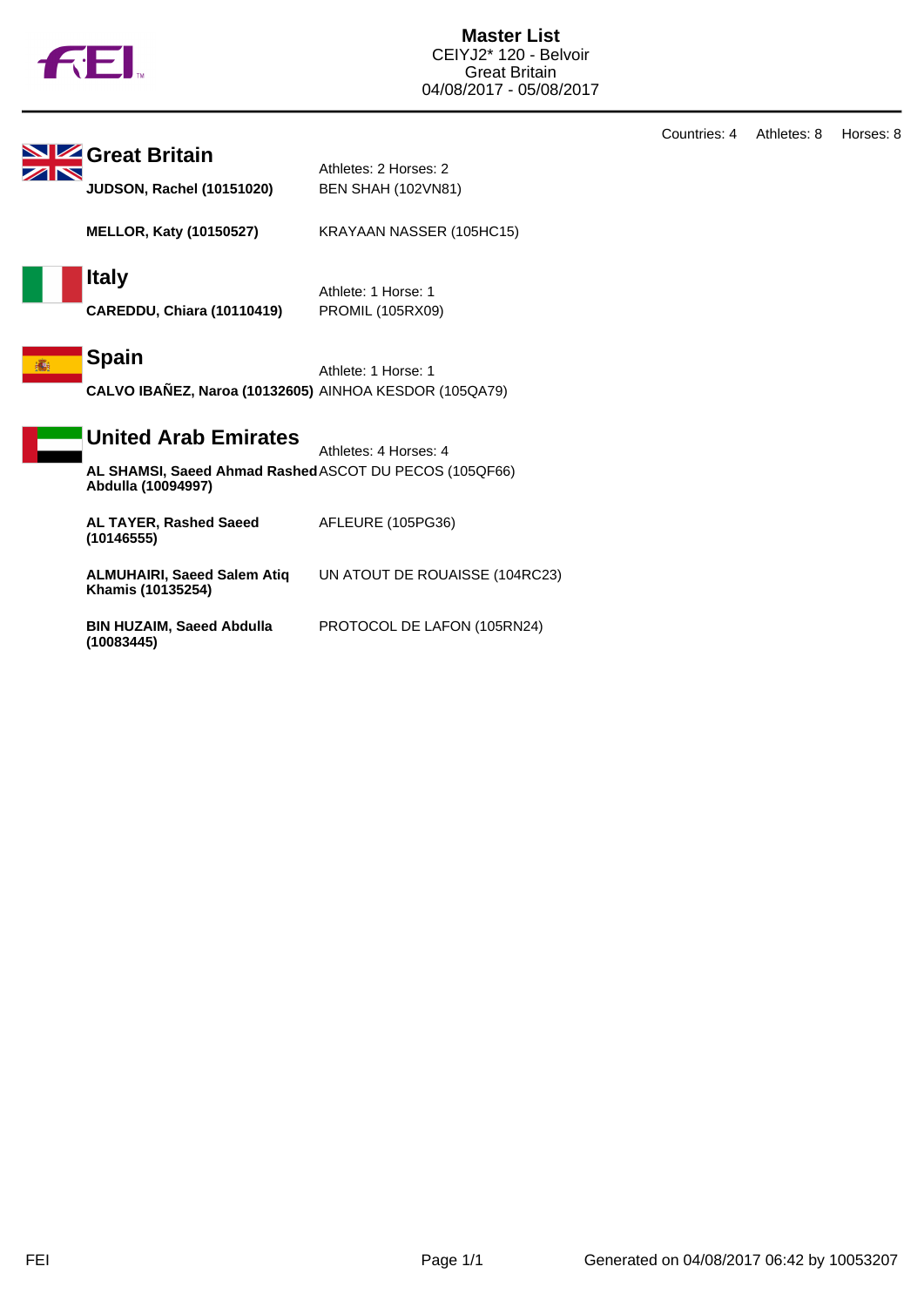# Master List

CEIYJ2* 120 - Belvoir
Great Britain
04/08/2017 - 05/08/2017

Countries: 4 Athletes: 8 Horses: 8

## Great Britain

Athletes: 2 Horses: 2

| | |
|---|---|
| **JUDSON, Rachel (10151020)** | BEN SHAH (102VN81) |
| **MELLOR, Katy (10150527)** | KRAYAAN NASSER (105HC15) |

## Italy

Athlete: 1 Horse: 1

| | |
|---|---|
| **CAREDDU, Chiara (10110419)** | PROMIL (105RX09) |

## Spain

Athlete: 1 Horse: 1

| | |
|---|---|
| **CALVO IBAÑEZ, Naroa (10132605)** | AINHOA KESDOR (105QA79) |

## United Arab Emirates

Athletes: 4 Horses: 4

| | |
|---|---|
| **AL SHAMSI, Saeed Ahmad Rashed Abdulla (10094997)** | ASCOT DU PECOS (105QF66) |
| **AL TAYER, Rashed Saeed (10146555)** | AFLEURE (105PG36) |
| **ALMUHAIRI, Saeed Salem Atiq Khamis (10135254)** | UN ATOUT DE ROUAISSE (104RC23) |
| **BIN HUZAIM, Saeed Abdulla (10083445)** | PROTOCOL DE LAFON (105RN24) |

Generated on 04/08/2017 06:42 by 10053207